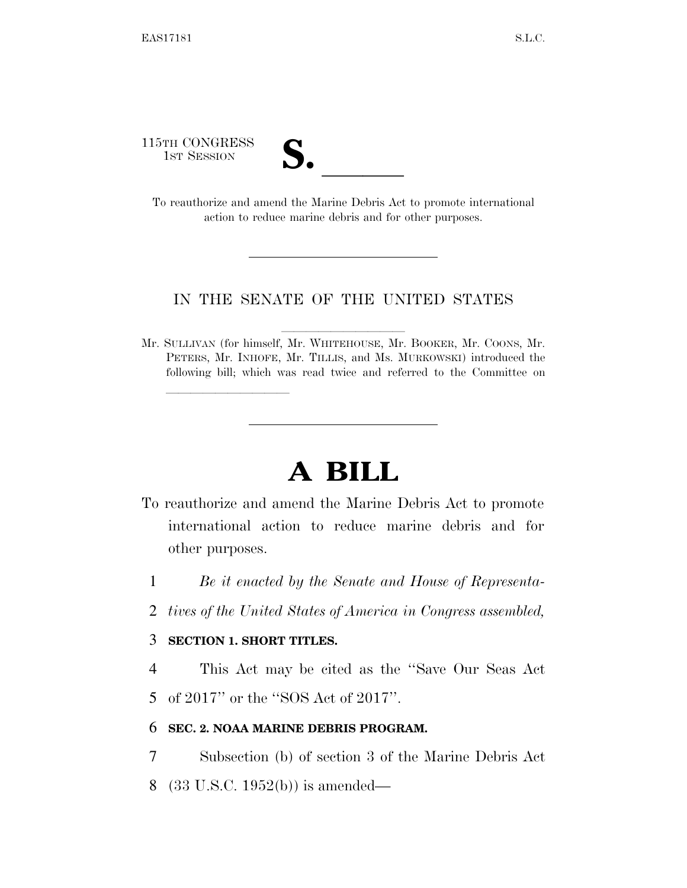115TH CONGRESS
1ST SESSION

# S. \_\_\_\_\_\_

To reauthorize and amend the Marine Debris Act to promote international action to reduce marine debris and for other purposes.

---

IN THE SENATE OF THE UNITED STATES

Mr. SULLIVAN (for himself, Mr. WHITEHOUSE, Mr. BOOKER, Mr. COONS, Mr. PETERS, Mr. INHOFE, Mr. TILLIS, and Ms. MURKOWSKI) introduced the following bill; which was read twice and referred to the Committee on \_\_\_\_\_\_\_\_\_\_\_\_\_\_\_\_

---

# A BILL

To reauthorize and amend the Marine Debris Act to promote international action to reduce marine debris and for other purposes.

1 *Be it enacted by the Senate and House of Representa-*
2 *tives of the United States of America in Congress assembled,*

3 **SECTION 1. SHORT TITLES.**

4 This Act may be cited as the "Save Our Seas Act
5 of 2017" or the "SOS Act of 2017".

6 **SEC. 2. NOAA MARINE DEBRIS PROGRAM.**

7 Subsection (b) of section 3 of the Marine Debris Act
8 (33 U.S.C. 1952(b)) is amended—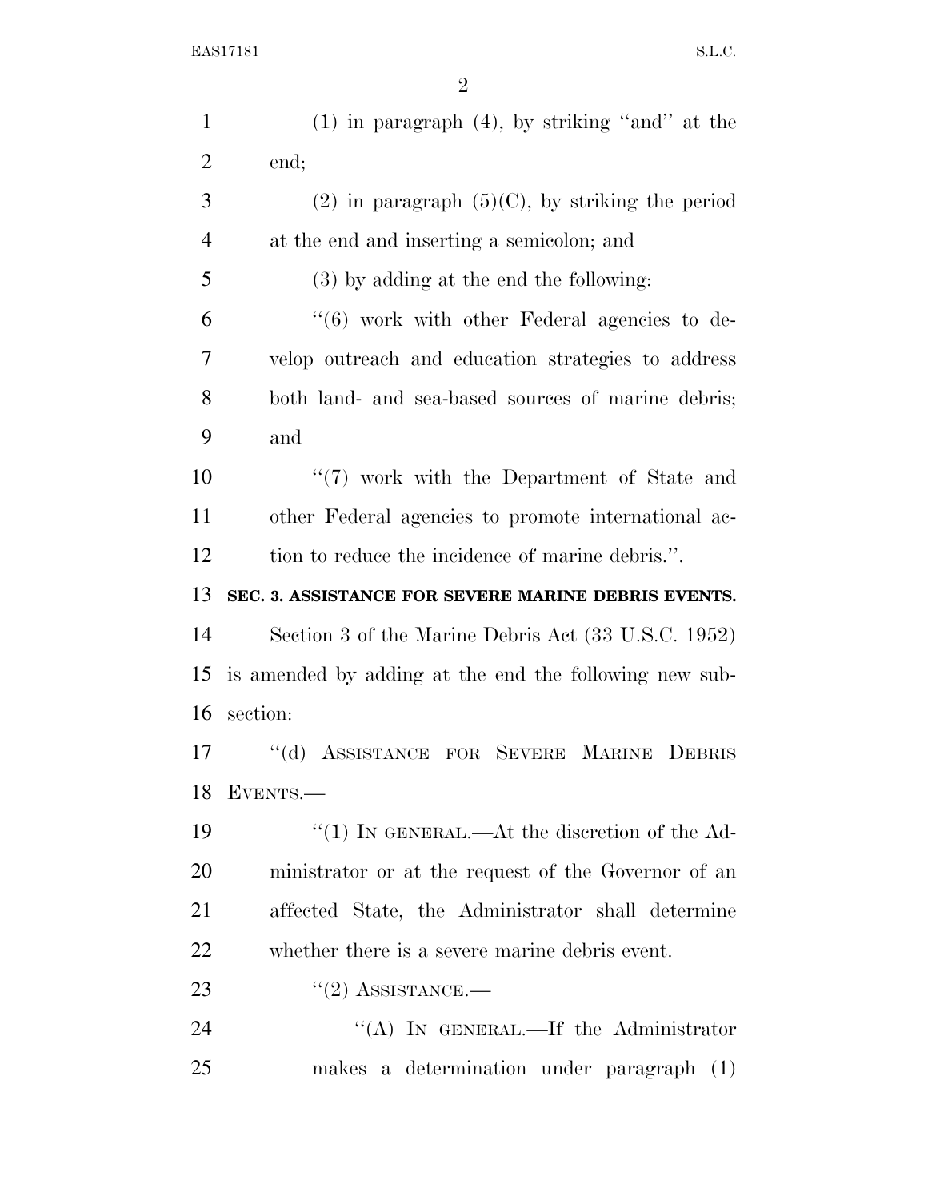(1) in paragraph (4), by striking "and" at the end;

(2) in paragraph (5)(C), by striking the period at the end and inserting a semicolon; and

(3) by adding at the end the following:

"(6) work with other Federal agencies to develop outreach and education strategies to address both land- and sea-based sources of marine debris; and

"(7) work with the Department of State and other Federal agencies to promote international action to reduce the incidence of marine debris.".

**SEC. 3. ASSISTANCE FOR SEVERE MARINE DEBRIS EVENTS.**

Section 3 of the Marine Debris Act (33 U.S.C. 1952) is amended by adding at the end the following new subsection:

"(d) ASSISTANCE FOR SEVERE MARINE DEBRIS EVENTS.—

"(1) IN GENERAL.—At the discretion of the Administrator or at the request of the Governor of an affected State, the Administrator shall determine whether there is a severe marine debris event.

"(2) ASSISTANCE.—

"(A) IN GENERAL.—If the Administrator makes a determination under paragraph (1)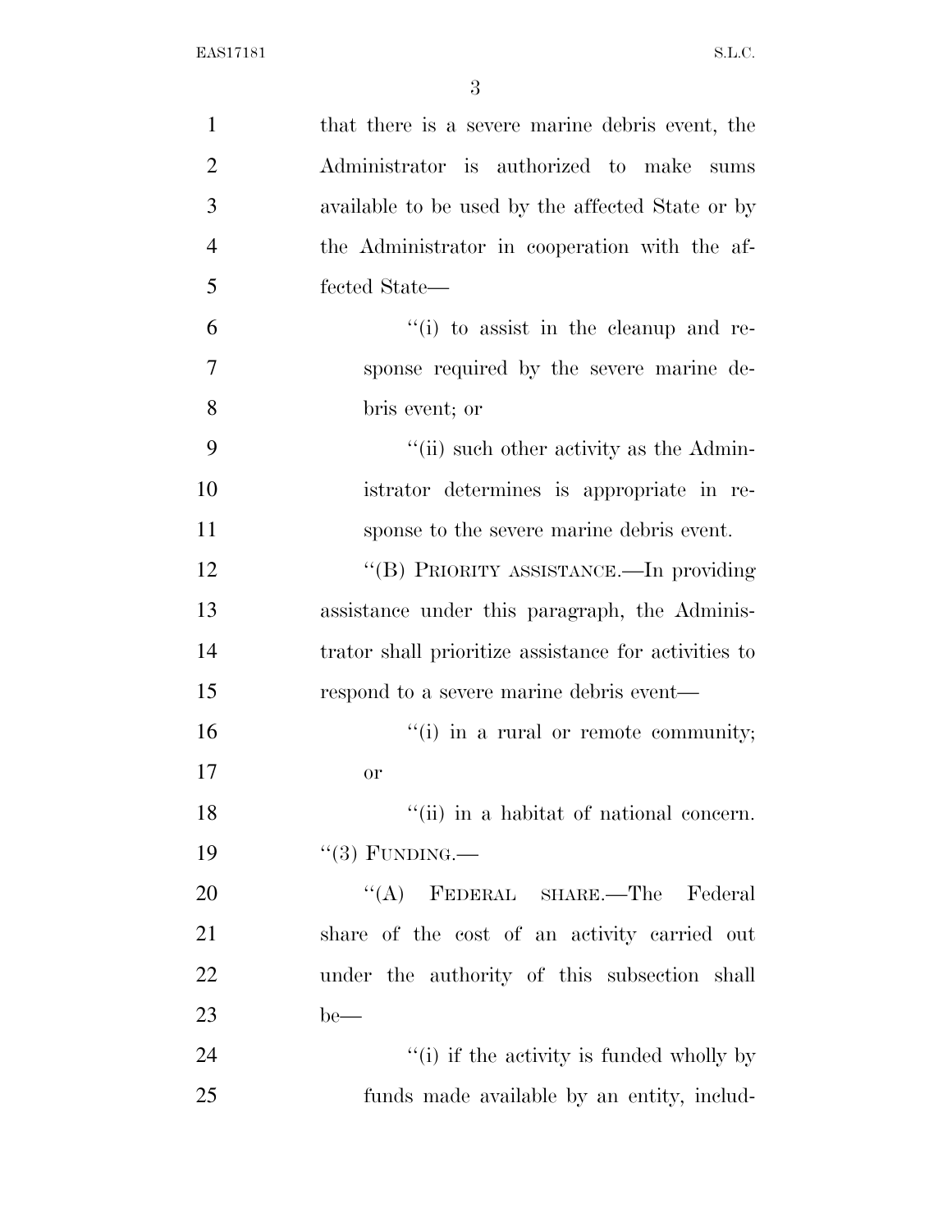that there is a severe marine debris event, the Administrator is authorized to make sums available to be used by the affected State or by the Administrator in cooperation with the affected State—

"(i) to assist in the cleanup and response required by the severe marine debris event; or

"(ii) such other activity as the Administrator determines is appropriate in response to the severe marine debris event.

"(B) PRIORITY ASSISTANCE.—In providing assistance under this paragraph, the Administrator shall prioritize assistance for activities to respond to a severe marine debris event—

"(i) in a rural or remote community; or

"(ii) in a habitat of national concern.

"(3) FUNDING.—

"(A) FEDERAL SHARE.—The Federal share of the cost of an activity carried out under the authority of this subsection shall be—

"(i) if the activity is funded wholly by funds made available by an entity, includ-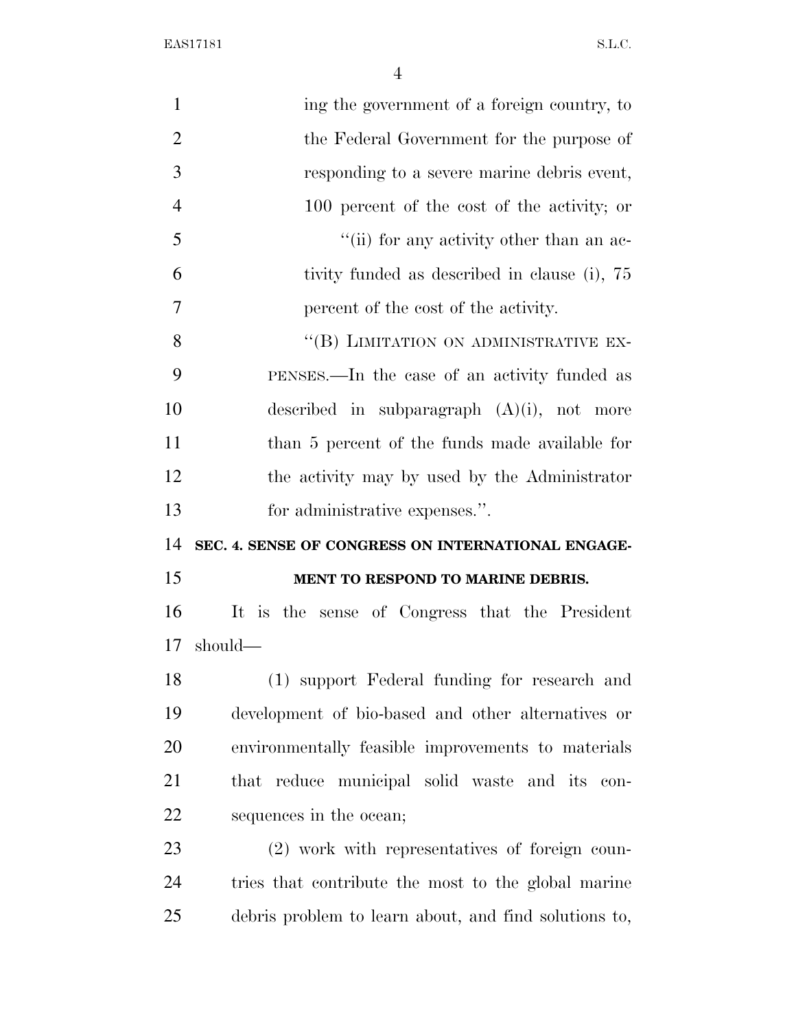ing the government of a foreign country, to the Federal Government for the purpose of responding to a severe marine debris event, 100 percent of the cost of the activity; or

"(ii) for any activity other than an activity funded as described in clause (i), 75 percent of the cost of the activity.

"(B) LIMITATION ON ADMINISTRATIVE EXPENSES.—In the case of an activity funded as described in subparagraph (A)(i), not more than 5 percent of the funds made available for the activity may by used by the Administrator for administrative expenses.".

**SEC. 4. SENSE OF CONGRESS ON INTERNATIONAL ENGAGEMENT TO RESPOND TO MARINE DEBRIS.**

It is the sense of Congress that the President should—

(1) support Federal funding for research and development of bio-based and other alternatives or environmentally feasible improvements to materials that reduce municipal solid waste and its consequences in the ocean;

(2) work with representatives of foreign countries that contribute the most to the global marine debris problem to learn about, and find solutions to,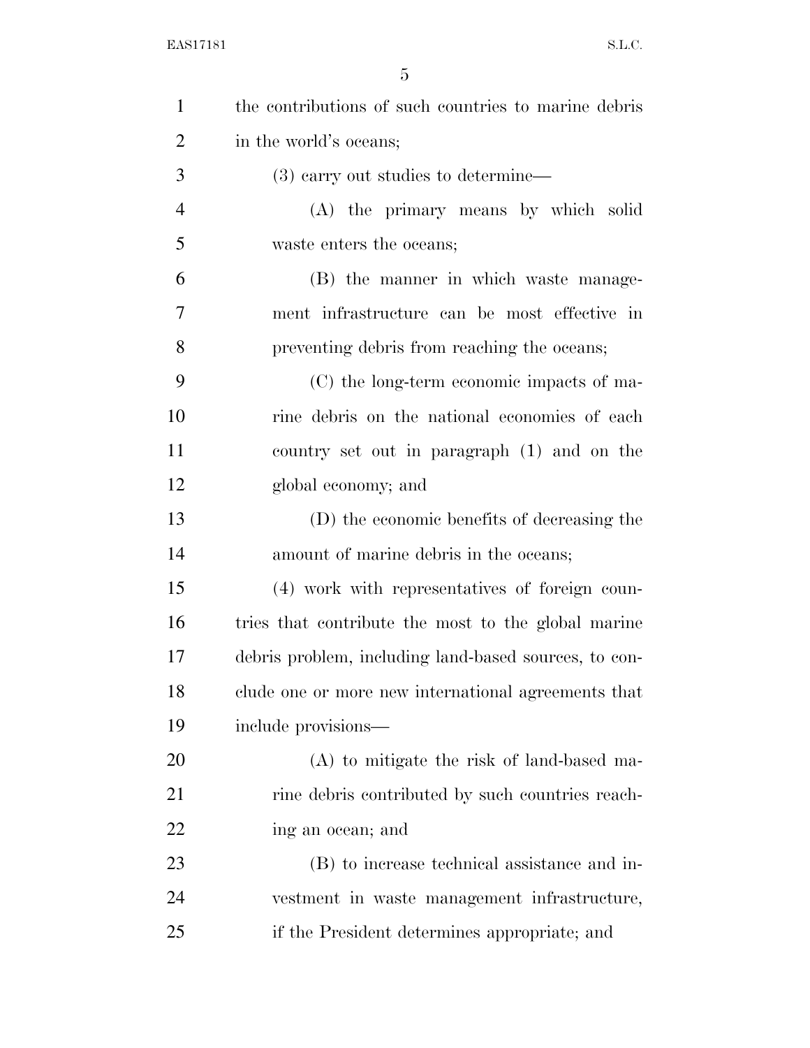the contributions of such countries to marine debris in the world's oceans;

(3) carry out studies to determine—

(A) the primary means by which solid waste enters the oceans;

(B) the manner in which waste management infrastructure can be most effective in preventing debris from reaching the oceans;

(C) the long-term economic impacts of marine debris on the national economies of each country set out in paragraph (1) and on the global economy; and

(D) the economic benefits of decreasing the amount of marine debris in the oceans;

(4) work with representatives of foreign countries that contribute the most to the global marine debris problem, including land-based sources, to conclude one or more new international agreements that include provisions—

(A) to mitigate the risk of land-based marine debris contributed by such countries reaching an ocean; and

(B) to increase technical assistance and investment in waste management infrastructure, if the President determines appropriate; and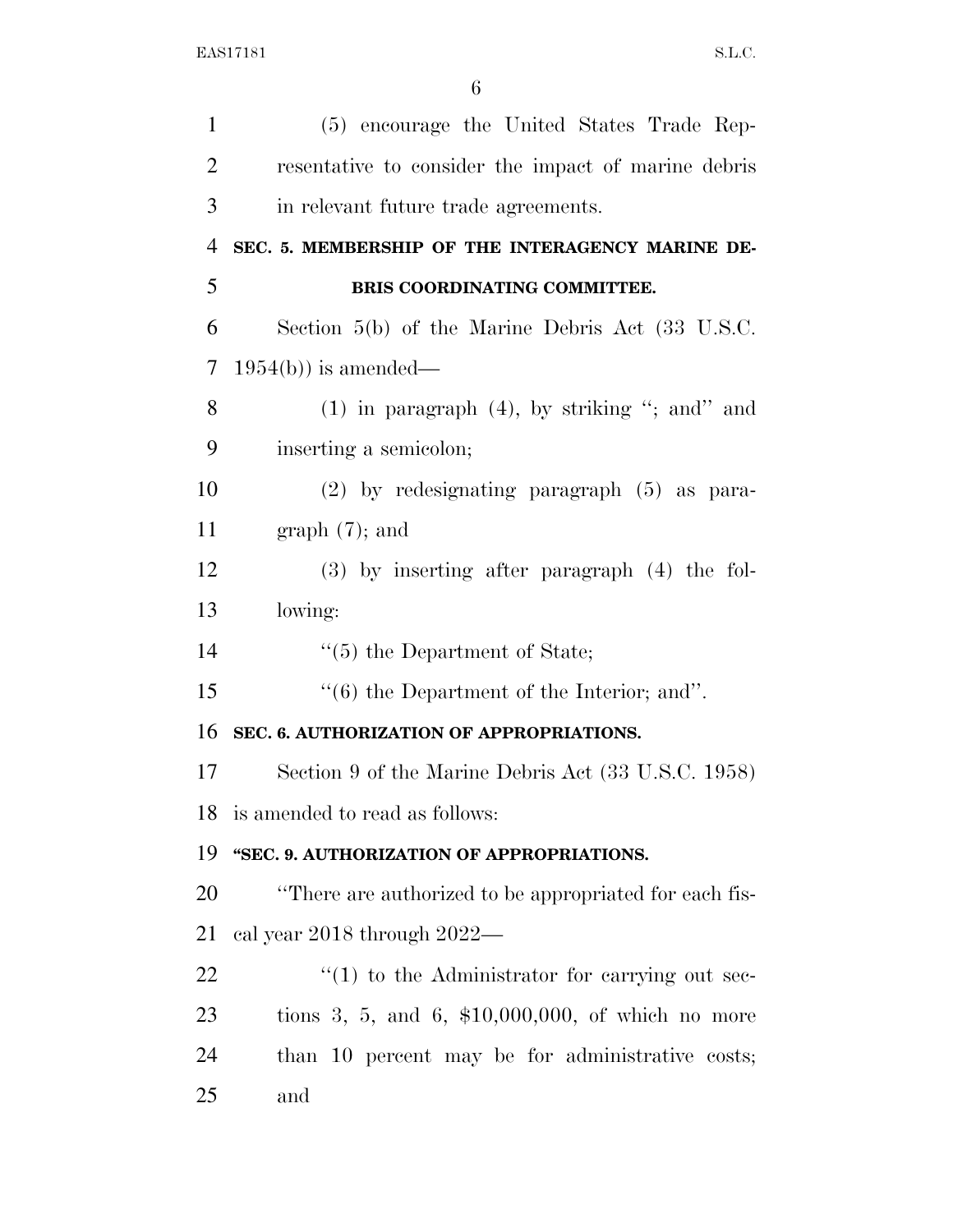(5) encourage the United States Trade Representative to consider the impact of marine debris in relevant future trade agreements.

**SEC. 5. MEMBERSHIP OF THE INTERAGENCY MARINE DEBRIS COORDINATING COMMITTEE.**

Section 5(b) of the Marine Debris Act (33 U.S.C. 1954(b)) is amended—

(1) in paragraph (4), by striking ''; and'' and inserting a semicolon;

(2) by redesignating paragraph (5) as paragraph (7); and

(3) by inserting after paragraph (4) the following:

''(5) the Department of State;

''(6) the Department of the Interior; and''.

**SEC. 6. AUTHORIZATION OF APPROPRIATIONS.**

Section 9 of the Marine Debris Act (33 U.S.C. 1958) is amended to read as follows:

**''SEC. 9. AUTHORIZATION OF APPROPRIATIONS.**

''There are authorized to be appropriated for each fiscal year 2018 through 2022—

''(1) to the Administrator for carrying out sections 3, 5, and 6, $10,000,000, of which no more than 10 percent may be for administrative costs; and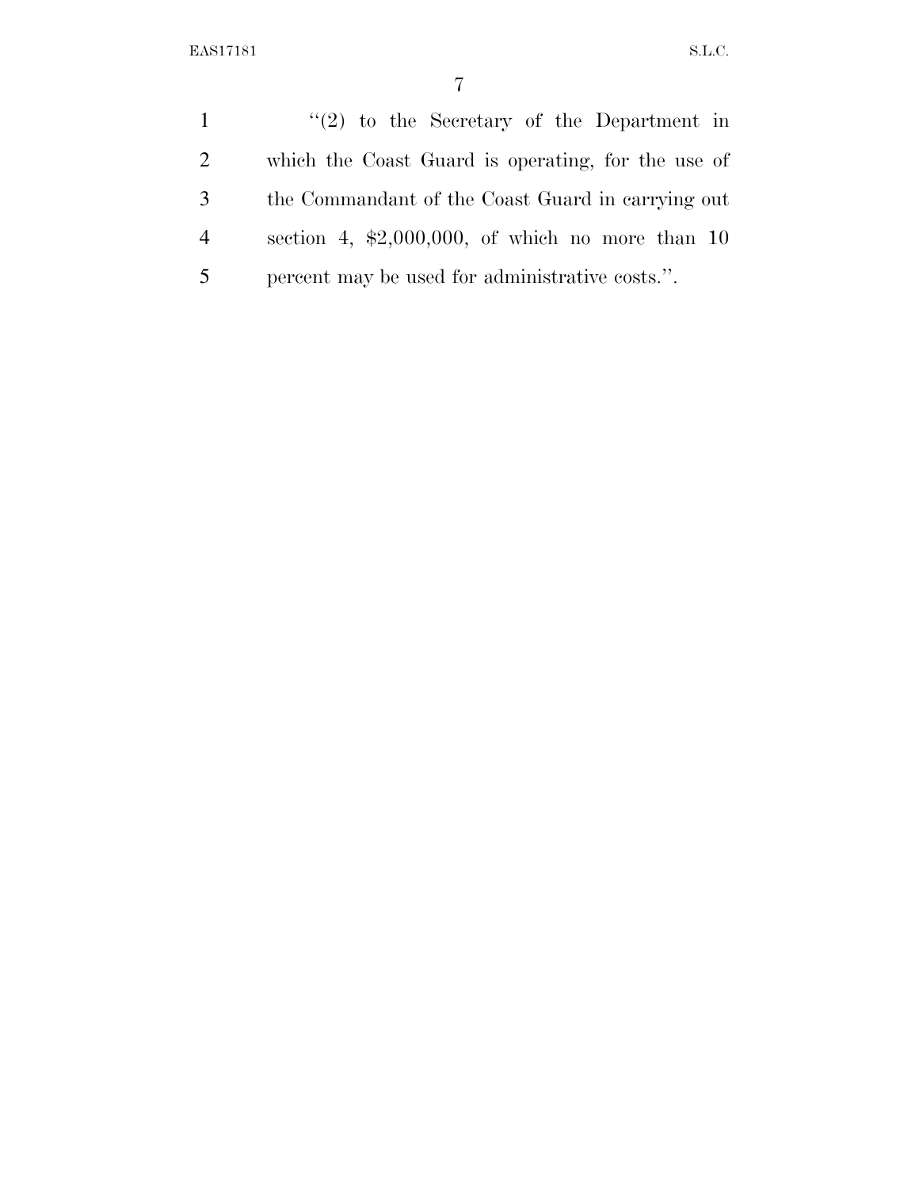"(2) to the Secretary of the Department in which the Coast Guard is operating, for the use of the Commandant of the Coast Guard in carrying out section 4, $2,000,000, of which no more than 10 percent may be used for administrative costs.".